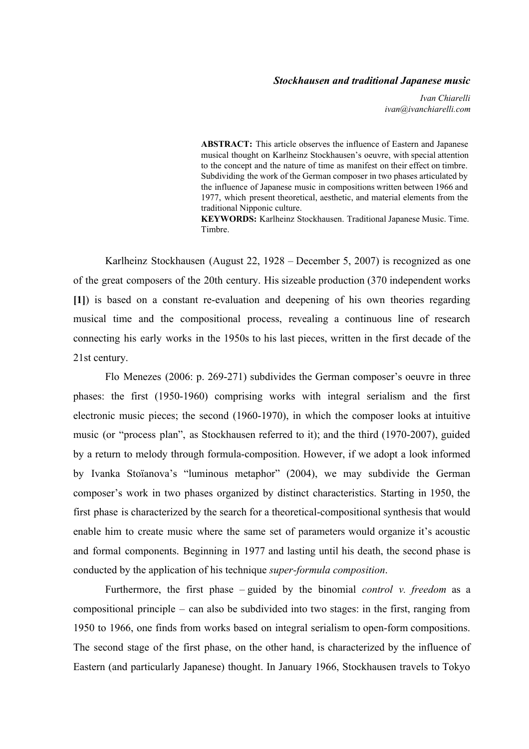***Stockhausen and traditional Japanese music***

*Ivan Chiarelli*
*ivan@ivanchiarelli.com*

**ABSTRACT:** This article observes the influence of Eastern and Japanese musical thought on Karlheinz Stockhausen's oeuvre, with special attention to the concept and the nature of time as manifest on their effect on timbre. Subdividing the work of the German composer in two phases articulated by the influence of Japanese music in compositions written between 1966 and 1977, which present theoretical, aesthetic, and material elements from the traditional Nipponic culture.
**KEYWORDS:** Karlheinz Stockhausen. Traditional Japanese Music. Time. Timbre.

Karlheinz Stockhausen (August 22, 1928 – December 5, 2007) is recognized as one of the great composers of the 20th century. His sizeable production (370 independent works **[1]**) is based on a constant re-evaluation and deepening of his own theories regarding musical time and the compositional process, revealing a continuous line of research connecting his early works in the 1950s to his last pieces, written in the first decade of the 21st century.

Flo Menezes (2006: p. 269-271) subdivides the German composer's oeuvre in three phases: the first (1950-1960) comprising works with integral serialism and the first electronic music pieces; the second (1960-1970), in which the composer looks at intuitive music (or "process plan", as Stockhausen referred to it); and the third (1970-2007), guided by a return to melody through formula-composition. However, if we adopt a look informed by Ivanka Stoïanova's "luminous metaphor" (2004), we may subdivide the German composer's work in two phases organized by distinct characteristics. Starting in 1950, the first phase is characterized by the search for a theoretical-compositional synthesis that would enable him to create music where the same set of parameters would organize it's acoustic and formal components. Beginning in 1977 and lasting until his death, the second phase is conducted by the application of his technique *super-formula composition*.

Furthermore, the first phase – guided by the binomial *control v. freedom* as a compositional principle – can also be subdivided into two stages: in the first, ranging from 1950 to 1966, one finds from works based on integral serialism to open-form compositions. The second stage of the first phase, on the other hand, is characterized by the influence of Eastern (and particularly Japanese) thought. In January 1966, Stockhausen travels to Tokyo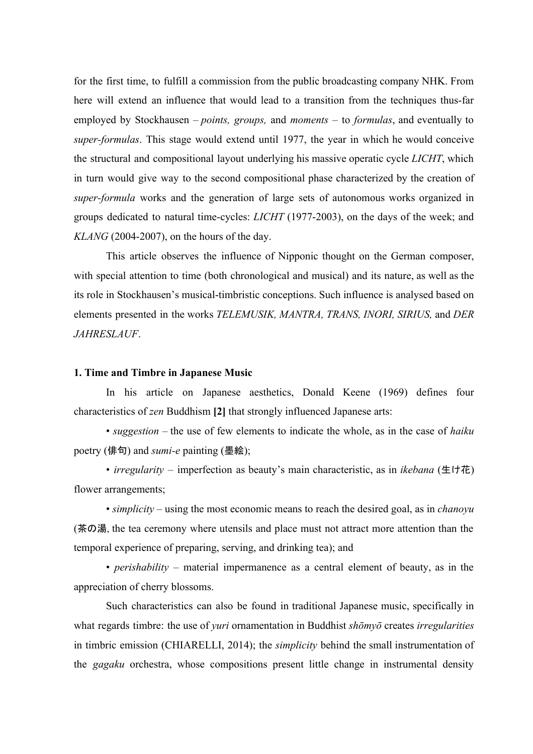for the first time, to fulfill a commission from the public broadcasting company NHK. From here will extend an influence that would lead to a transition from the techniques thus-far employed by Stockhausen – *points, groups,* and *moments* – to *formulas*, and eventually to *super-formulas*. This stage would extend until 1977, the year in which he would conceive the structural and compositional layout underlying his massive operatic cycle *LICHT*, which in turn would give way to the second compositional phase characterized by the creation of *super-formula* works and the generation of large sets of autonomous works organized in groups dedicated to natural time-cycles: *LICHT* (1977-2003), on the days of the week; and *KLANG* (2004-2007), on the hours of the day.

This article observes the influence of Nipponic thought on the German composer, with special attention to time (both chronological and musical) and its nature, as well as the its role in Stockhausen's musical-timbristic conceptions. Such influence is analysed based on elements presented in the works *TELEMUSIK, MANTRA, TRANS, INORI, SIRIUS,* and *DER JAHRESLAUF*.

## 1. Time and Timbre in Japanese Music

In his article on Japanese aesthetics, Donald Keene (1969) defines four characteristics of *zen* Buddhism **[2]** that strongly influenced Japanese arts:

- *suggestion* – the use of few elements to indicate the whole, as in the case of *haiku* poetry (俳句) and *sumi-e* painting (墨絵);
- *irregularity* – imperfection as beauty's main characteristic, as in *ikebana* (生け花) flower arrangements;
- *simplicity* – using the most economic means to reach the desired goal, as in *chanoyu* (茶の湯, the tea ceremony where utensils and place must not attract more attention than the temporal experience of preparing, serving, and drinking tea); and
- *perishability* – material impermanence as a central element of beauty, as in the appreciation of cherry blossoms.

Such characteristics can also be found in traditional Japanese music, specifically in what regards timbre: the use of *yuri* ornamentation in Buddhist *shōmyō* creates *irregularities* in timbric emission (CHIARELLI, 2014); the *simplicity* behind the small instrumentation of the *gagaku* orchestra, whose compositions present little change in instrumental density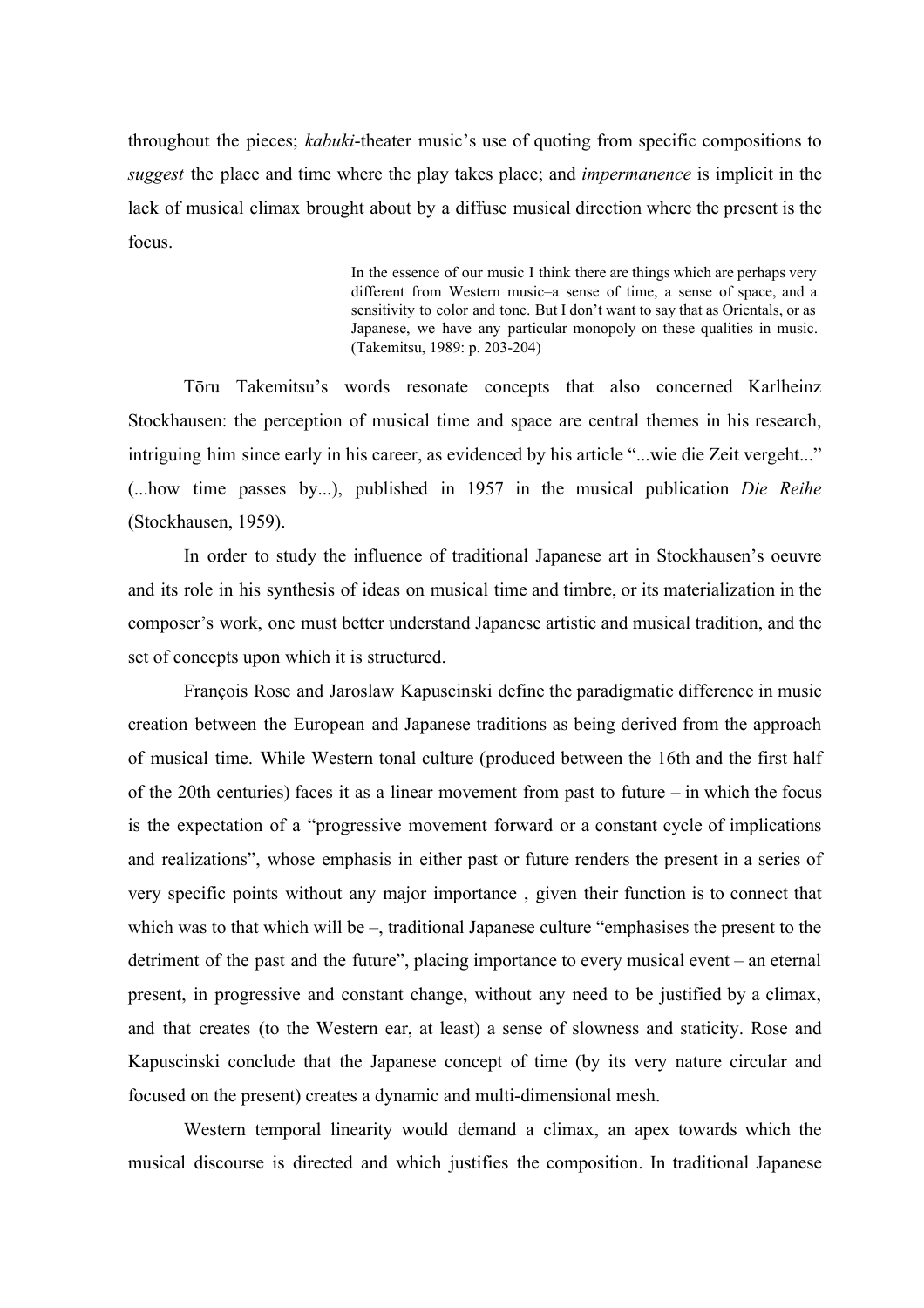throughout the pieces; *kabuki*-theater music's use of quoting from specific compositions to *suggest* the place and time where the play takes place; and *impermanence* is implicit in the lack of musical climax brought about by a diffuse musical direction where the present is the focus.

> In the essence of our music I think there are things which are perhaps very different from Western music–a sense of time, a sense of space, and a sensitivity to color and tone. But I don't want to say that as Orientals, or as Japanese, we have any particular monopoly on these qualities in music. (Takemitsu, 1989: p. 203-204)

Tōru Takemitsu's words resonate concepts that also concerned Karlheinz Stockhausen: the perception of musical time and space are central themes in his research, intriguing him since early in his career, as evidenced by his article "...wie die Zeit vergeht..." (...how time passes by...), published in 1957 in the musical publication *Die Reihe* (Stockhausen, 1959).

In order to study the influence of traditional Japanese art in Stockhausen's oeuvre and its role in his synthesis of ideas on musical time and timbre, or its materialization in the composer's work, one must better understand Japanese artistic and musical tradition, and the set of concepts upon which it is structured.

François Rose and Jaroslaw Kapuscinski define the paradigmatic difference in music creation between the European and Japanese traditions as being derived from the approach of musical time. While Western tonal culture (produced between the 16th and the first half of the 20th centuries) faces it as a linear movement from past to future – in which the focus is the expectation of a "progressive movement forward or a constant cycle of implications and realizations", whose emphasis in either past or future renders the present in a series of very specific points without any major importance , given their function is to connect that which was to that which will be –, traditional Japanese culture "emphasises the present to the detriment of the past and the future", placing importance to every musical event – an eternal present, in progressive and constant change, without any need to be justified by a climax, and that creates (to the Western ear, at least) a sense of slowness and staticity. Rose and Kapuscinski conclude that the Japanese concept of time (by its very nature circular and focused on the present) creates a dynamic and multi-dimensional mesh.

Western temporal linearity would demand a climax, an apex towards which the musical discourse is directed and which justifies the composition. In traditional Japanese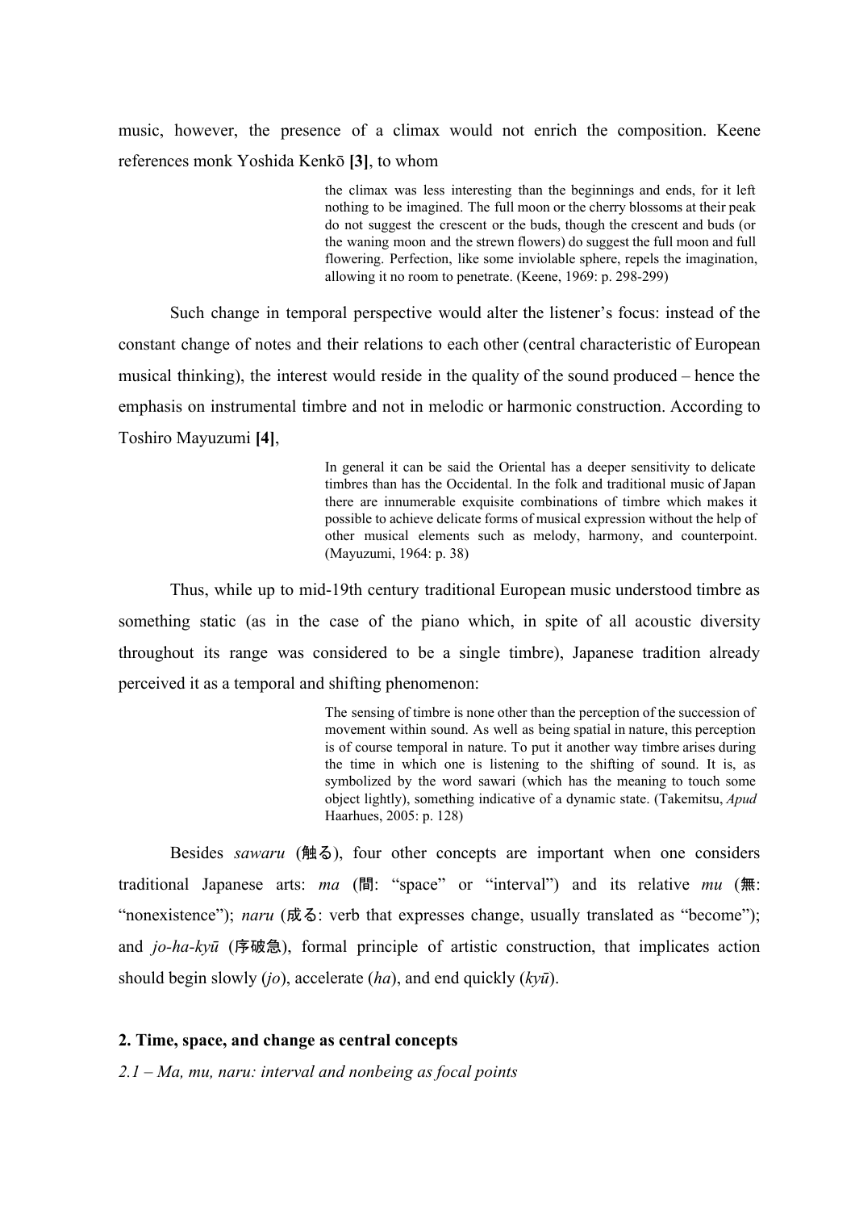music, however, the presence of a climax would not enrich the composition. Keene references monk Yoshida Kenkō **[3]**, to whom

> the climax was less interesting than the beginnings and ends, for it left nothing to be imagined. The full moon or the cherry blossoms at their peak do not suggest the crescent or the buds, though the crescent and buds (or the waning moon and the strewn flowers) do suggest the full moon and full flowering. Perfection, like some inviolable sphere, repels the imagination, allowing it no room to penetrate. (Keene, 1969: p. 298-299)

Such change in temporal perspective would alter the listener's focus: instead of the constant change of notes and their relations to each other (central characteristic of European musical thinking), the interest would reside in the quality of the sound produced – hence the emphasis on instrumental timbre and not in melodic or harmonic construction. According to Toshiro Mayuzumi **[4]**,

> In general it can be said the Oriental has a deeper sensitivity to delicate timbres than has the Occidental. In the folk and traditional music of Japan there are innumerable exquisite combinations of timbre which makes it possible to achieve delicate forms of musical expression without the help of other musical elements such as melody, harmony, and counterpoint. (Mayuzumi, 1964: p. 38)

Thus, while up to mid-19th century traditional European music understood timbre as something static (as in the case of the piano which, in spite of all acoustic diversity throughout its range was considered to be a single timbre), Japanese tradition already perceived it as a temporal and shifting phenomenon:

> The sensing of timbre is none other than the perception of the succession of movement within sound. As well as being spatial in nature, this perception is of course temporal in nature. To put it another way timbre arises during the time in which one is listening to the shifting of sound. It is, as symbolized by the word sawari (which has the meaning to touch some object lightly), something indicative of a dynamic state. (Takemitsu, *Apud* Haarhues, 2005: p. 128)

Besides *sawaru* (触る), four other concepts are important when one considers traditional Japanese arts: *ma* (間: "space" or "interval") and its relative *mu* (無: "nonexistence"); *naru* (成る: verb that expresses change, usually translated as "become"); and *jo-ha-kyū* (序破急), formal principle of artistic construction, that implicates action should begin slowly (*jo*), accelerate (*ha*), and end quickly (*kyū*).

## 2. Time, space, and change as central concepts

### *2.1 – Ma, mu, naru: interval and nonbeing as focal points*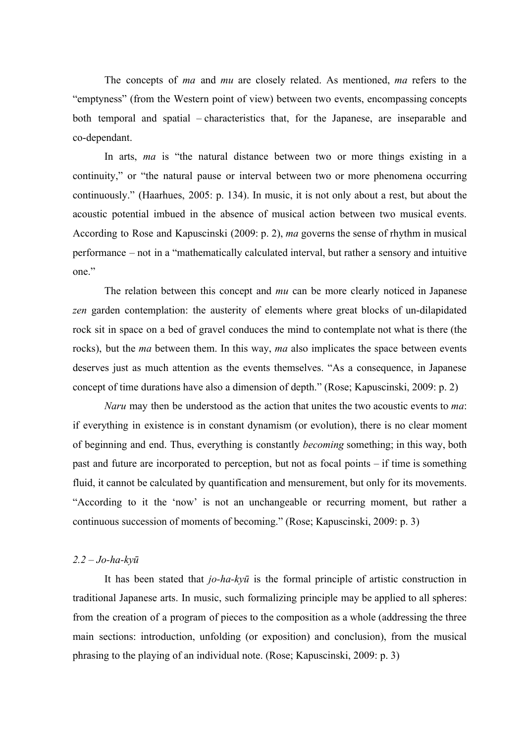The concepts of *ma* and *mu* are closely related. As mentioned, *ma* refers to the "emptyness" (from the Western point of view) between two events, encompassing concepts both temporal and spatial – characteristics that, for the Japanese, are inseparable and co-dependant.

In arts, *ma* is "the natural distance between two or more things existing in a continuity," or "the natural pause or interval between two or more phenomena occurring continuously." (Haarhues, 2005: p. 134). In music, it is not only about a rest, but about the acoustic potential imbued in the absence of musical action between two musical events. According to Rose and Kapuscinski (2009: p. 2), *ma* governs the sense of rhythm in musical performance – not in a "mathematically calculated interval, but rather a sensory and intuitive one."

The relation between this concept and *mu* can be more clearly noticed in Japanese *zen* garden contemplation: the austerity of elements where great blocks of un-dilapidated rock sit in space on a bed of gravel conduces the mind to contemplate not what is there (the rocks), but the *ma* between them. In this way, *ma* also implicates the space between events deserves just as much attention as the events themselves. "As a consequence, in Japanese concept of time durations have also a dimension of depth." (Rose; Kapuscinski, 2009: p. 2)

*Naru* may then be understood as the action that unites the two acoustic events to *ma*: if everything in existence is in constant dynamism (or evolution), there is no clear moment of beginning and end. Thus, everything is constantly *becoming* something; in this way, both past and future are incorporated to perception, but not as focal points – if time is something fluid, it cannot be calculated by quantification and mensurement, but only for its movements. "According to it the 'now' is not an unchangeable or recurring moment, but rather a continuous succession of moments of becoming." (Rose; Kapuscinski, 2009: p. 3)

### *2.2 – Jo-ha-kyū*

It has been stated that *jo-ha-kyū* is the formal principle of artistic construction in traditional Japanese arts. In music, such formalizing principle may be applied to all spheres: from the creation of a program of pieces to the composition as a whole (addressing the three main sections: introduction, unfolding (or exposition) and conclusion), from the musical phrasing to the playing of an individual note. (Rose; Kapuscinski, 2009: p. 3)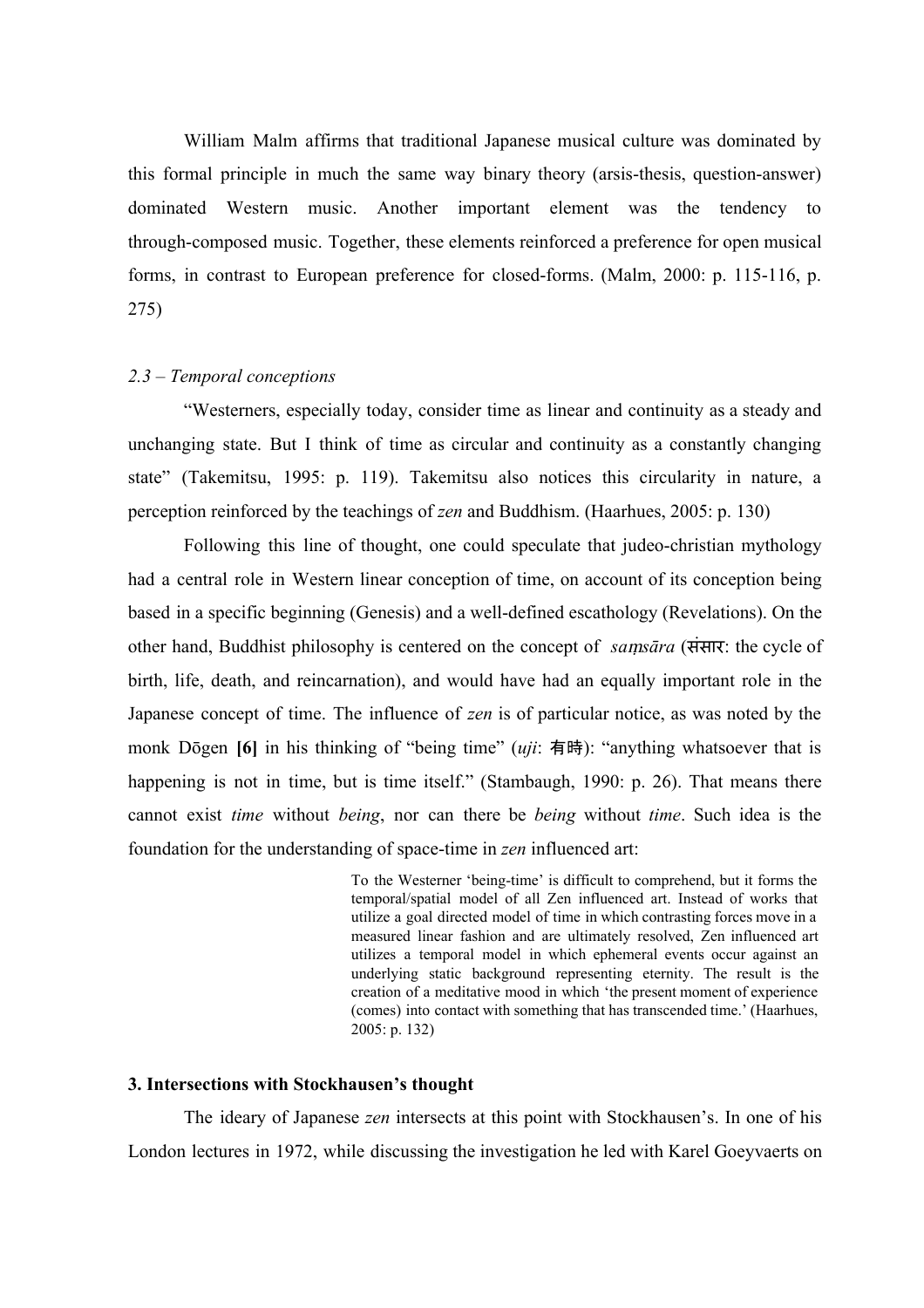William Malm affirms that traditional Japanese musical culture was dominated by this formal principle in much the same way binary theory (arsis-thesis, question-answer) dominated Western music. Another important element was the tendency to through-composed music. Together, these elements reinforced a preference for open musical forms, in contrast to European preference for closed-forms. (Malm, 2000: p. 115-116, p. 275)

### *2.3 – Temporal conceptions*

"Westerners, especially today, consider time as linear and continuity as a steady and unchanging state. But I think of time as circular and continuity as a constantly changing state" (Takemitsu, 1995: p. 119). Takemitsu also notices this circularity in nature, a perception reinforced by the teachings of *zen* and Buddhism. (Haarhues, 2005: p. 130)

Following this line of thought, one could speculate that judeo-christian mythology had a central role in Western linear conception of time, on account of its conception being based in a specific beginning (Genesis) and a well-defined escathology (Revelations). On the other hand, Buddhist philosophy is centered on the concept of *saṃsāra* (संसार: the cycle of birth, life, death, and reincarnation), and would have had an equally important role in the Japanese concept of time. The influence of *zen* is of particular notice, as was noted by the monk Dōgen **[6]** in his thinking of "being time" (*uji*: 有時): "anything whatsoever that is happening is not in time, but is time itself." (Stambaugh, 1990: p. 26). That means there cannot exist *time* without *being*, nor can there be *being* without *time*. Such idea is the foundation for the understanding of space-time in *zen* influenced art:

> To the Westerner 'being-time' is difficult to comprehend, but it forms the temporal/spatial model of all Zen influenced art. Instead of works that utilize a goal directed model of time in which contrasting forces move in a measured linear fashion and are ultimately resolved, Zen influenced art utilizes a temporal model in which ephemeral events occur against an underlying static background representing eternity. The result is the creation of a meditative mood in which 'the present moment of experience (comes) into contact with something that has transcended time.' (Haarhues, 2005: p. 132)

## 3. Intersections with Stockhausen's thought

The ideary of Japanese *zen* intersects at this point with Stockhausen's. In one of his London lectures in 1972, while discussing the investigation he led with Karel Goeyvaerts on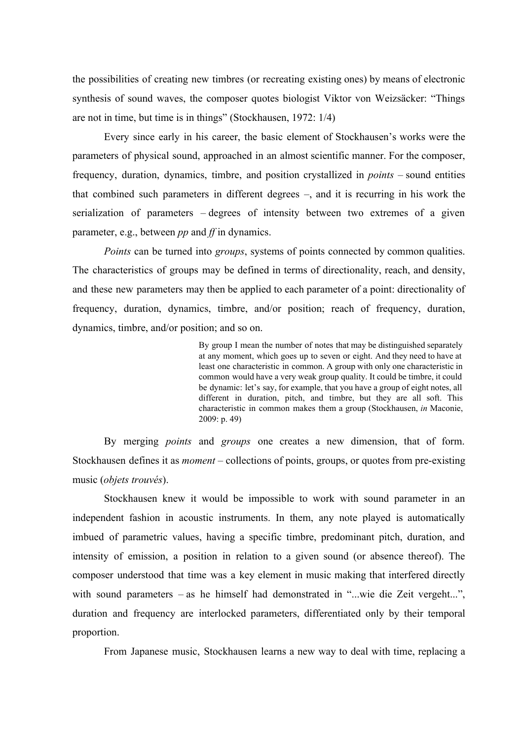the possibilities of creating new timbres (or recreating existing ones) by means of electronic synthesis of sound waves, the composer quotes biologist Viktor von Weizsäcker: "Things are not in time, but time is in things" (Stockhausen, 1972: 1/4)

Every since early in his career, the basic element of Stockhausen's works were the parameters of physical sound, approached in an almost scientific manner. For the composer, frequency, duration, dynamics, timbre, and position crystallized in *points* – sound entities that combined such parameters in different degrees –, and it is recurring in his work the serialization of parameters – degrees of intensity between two extremes of a given parameter, e.g., between *pp* and *ff* in dynamics.

*Points* can be turned into *groups*, systems of points connected by common qualities. The characteristics of groups may be defined in terms of directionality, reach, and density, and these new parameters may then be applied to each parameter of a point: directionality of frequency, duration, dynamics, timbre, and/or position; reach of frequency, duration, dynamics, timbre, and/or position; and so on.

> By group I mean the number of notes that may be distinguished separately at any moment, which goes up to seven or eight. And they need to have at least one characteristic in common. A group with only one characteristic in common would have a very weak group quality. It could be timbre, it could be dynamic: let's say, for example, that you have a group of eight notes, all different in duration, pitch, and timbre, but they are all soft. This characteristic in common makes them a group (Stockhausen, *in* Maconie, 2009: p. 49)

By merging *points* and *groups* one creates a new dimension, that of form. Stockhausen defines it as *moment* – collections of points, groups, or quotes from pre-existing music (*objets trouvés*).

Stockhausen knew it would be impossible to work with sound parameter in an independent fashion in acoustic instruments. In them, any note played is automatically imbued of parametric values, having a specific timbre, predominant pitch, duration, and intensity of emission, a position in relation to a given sound (or absence thereof). The composer understood that time was a key element in music making that interfered directly with sound parameters – as he himself had demonstrated in "...wie die Zeit vergeht...", duration and frequency are interlocked parameters, differentiated only by their temporal proportion.

From Japanese music, Stockhausen learns a new way to deal with time, replacing a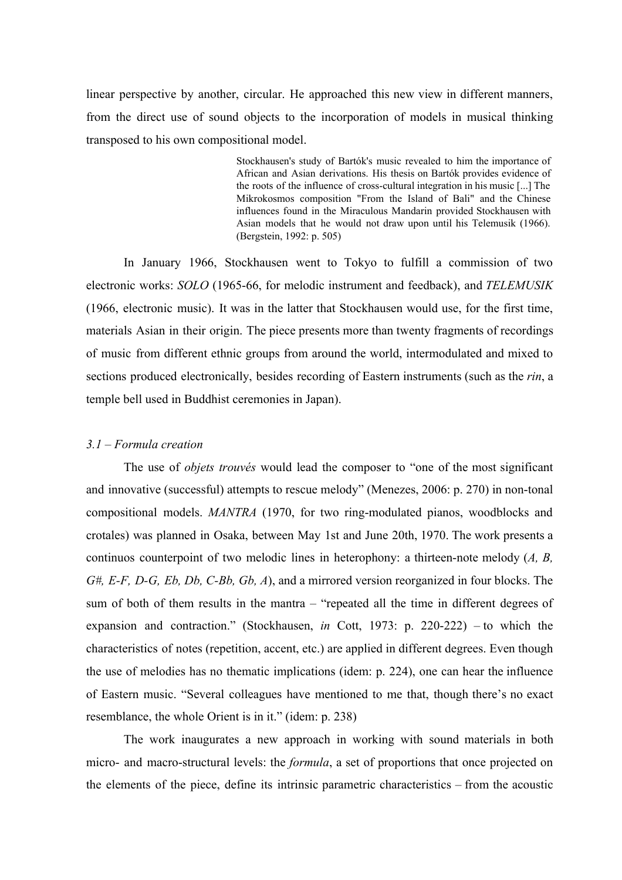linear perspective by another, circular. He approached this new view in different manners, from the direct use of sound objects to the incorporation of models in musical thinking transposed to his own compositional model.

> Stockhausen's study of Bartók's music revealed to him the importance of African and Asian derivations. His thesis on Bartók provides evidence of the roots of the influence of cross-cultural integration in his music [...] The Mikrokosmos composition "From the Island of Bali" and the Chinese influences found in the Miraculous Mandarin provided Stockhausen with Asian models that he would not draw upon until his Telemusik (1966). (Bergstein, 1992: p. 505)

In January 1966, Stockhausen went to Tokyo to fulfill a commission of two electronic works: *SOLO* (1965-66, for melodic instrument and feedback), and *TELEMUSIK* (1966, electronic music). It was in the latter that Stockhausen would use, for the first time, materials Asian in their origin. The piece presents more than twenty fragments of recordings of music from different ethnic groups from around the world, intermodulated and mixed to sections produced electronically, besides recording of Eastern instruments (such as the *rin*, a temple bell used in Buddhist ceremonies in Japan).

### *3.1 – Formula creation*

The use of *objets trouvés* would lead the composer to "one of the most significant and innovative (successful) attempts to rescue melody" (Menezes, 2006: p. 270) in non-tonal compositional models. *MANTRA* (1970, for two ring-modulated pianos, woodblocks and crotales) was planned in Osaka, between May 1st and June 20th, 1970. The work presents a continuos counterpoint of two melodic lines in heterophony: a thirteen-note melody (*A, B, G#, E-F, D-G, Eb, Db, C-Bb, Gb, A*), and a mirrored version reorganized in four blocks. The sum of both of them results in the mantra – "repeated all the time in different degrees of expansion and contraction." (Stockhausen, *in* Cott, 1973: p. 220-222) – to which the characteristics of notes (repetition, accent, etc.) are applied in different degrees. Even though the use of melodies has no thematic implications (idem: p. 224), one can hear the influence of Eastern music. "Several colleagues have mentioned to me that, though there's no exact resemblance, the whole Orient is in it." (idem: p. 238)

The work inaugurates a new approach in working with sound materials in both micro- and macro-structural levels: the *formula*, a set of proportions that once projected on the elements of the piece, define its intrinsic parametric characteristics – from the acoustic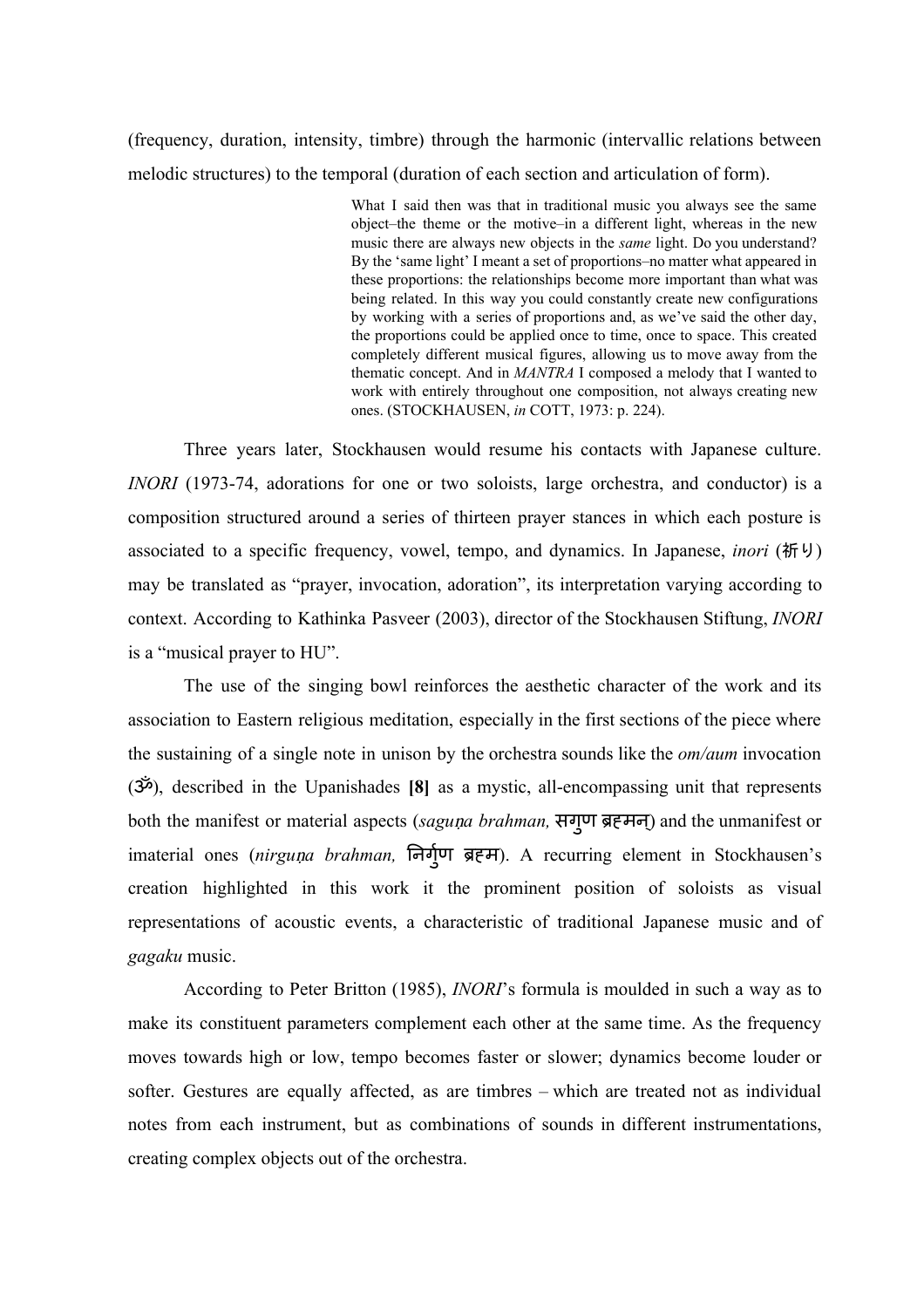(frequency, duration, intensity, timbre) through the harmonic (intervallic relations between melodic structures) to the temporal (duration of each section and articulation of form).

> What I said then was that in traditional music you always see the same object–the theme or the motive–in a different light, whereas in the new music there are always new objects in the *same* light. Do you understand? By the 'same light' I meant a set of proportions–no matter what appeared in these proportions: the relationships become more important than what was being related. In this way you could constantly create new configurations by working with a series of proportions and, as we've said the other day, the proportions could be applied once to time, once to space. This created completely different musical figures, allowing us to move away from the thematic concept. And in *MANTRA* I composed a melody that I wanted to work with entirely throughout one composition, not always creating new ones. (STOCKHAUSEN, *in* COTT, 1973: p. 224).

Three years later, Stockhausen would resume his contacts with Japanese culture. *INORI* (1973-74, adorations for one or two soloists, large orchestra, and conductor) is a composition structured around a series of thirteen prayer stances in which each posture is associated to a specific frequency, vowel, tempo, and dynamics. In Japanese, *inori* (祈り) may be translated as "prayer, invocation, adoration", its interpretation varying according to context. According to Kathinka Pasveer (2003), director of the Stockhausen Stiftung, *INORI* is a "musical prayer to HU".

The use of the singing bowl reinforces the aesthetic character of the work and its association to Eastern religious meditation, especially in the first sections of the piece where the sustaining of a single note in unison by the orchestra sounds like the *om/aum* invocation (ॐ), described in the Upanishades **[8]** as a mystic, all-encompassing unit that represents both the manifest or material aspects (*saguṇa brahman,* सगुण ब्रह्मन्) and the unmanifest or imaterial ones (*nirguṇa brahman,* निर्गुण ब्रह्म). A recurring element in Stockhausen's creation highlighted in this work it the prominent position of soloists as visual representations of acoustic events, a characteristic of traditional Japanese music and of *gagaku* music.

According to Peter Britton (1985), *INORI*'s formula is moulded in such a way as to make its constituent parameters complement each other at the same time. As the frequency moves towards high or low, tempo becomes faster or slower; dynamics become louder or softer. Gestures are equally affected, as are timbres – which are treated not as individual notes from each instrument, but as combinations of sounds in different instrumentations, creating complex objects out of the orchestra.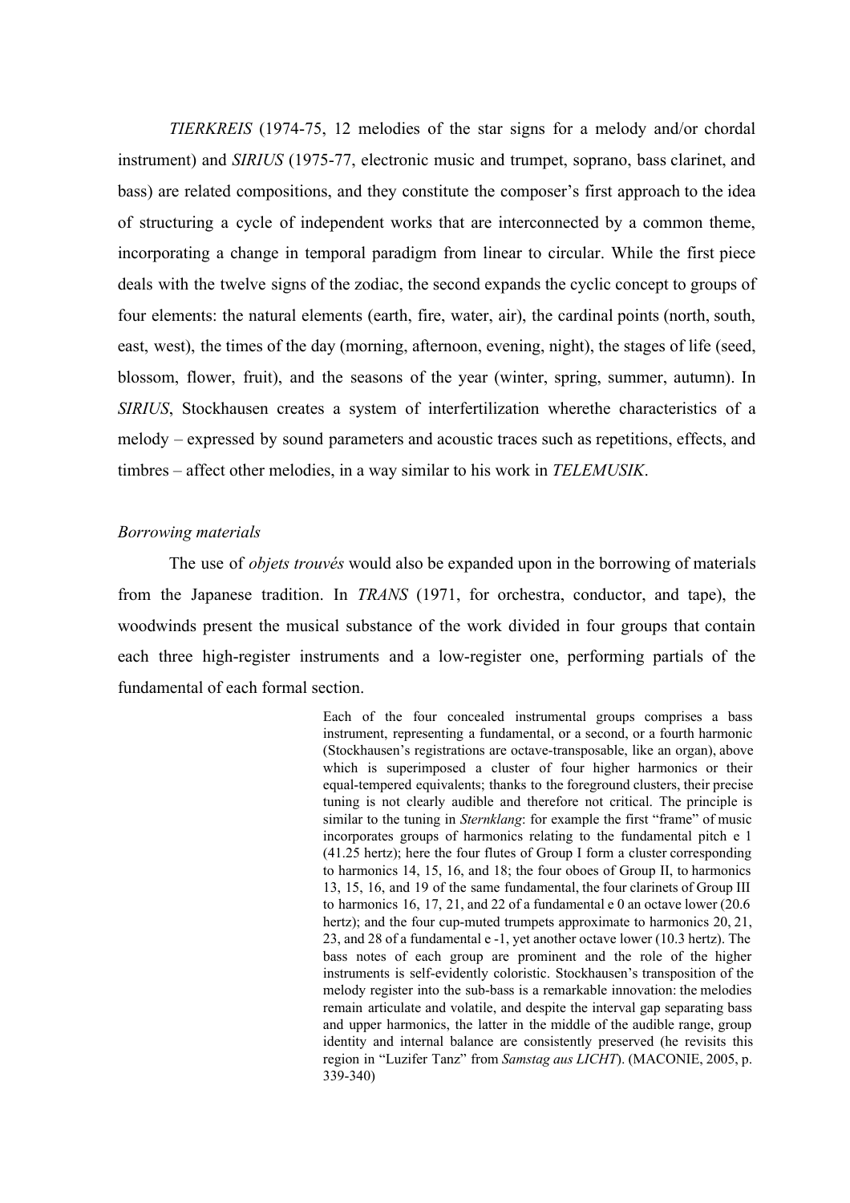*TIERKREIS* (1974-75, 12 melodies of the star signs for a melody and/or chordal instrument) and *SIRIUS* (1975-77, electronic music and trumpet, soprano, bass clarinet, and bass) are related compositions, and they constitute the composer's first approach to the idea of structuring a cycle of independent works that are interconnected by a common theme, incorporating a change in temporal paradigm from linear to circular. While the first piece deals with the twelve signs of the zodiac, the second expands the cyclic concept to groups of four elements: the natural elements (earth, fire, water, air), the cardinal points (north, south, east, west), the times of the day (morning, afternoon, evening, night), the stages of life (seed, blossom, flower, fruit), and the seasons of the year (winter, spring, summer, autumn). In *SIRIUS*, Stockhausen creates a system of interfertilization wherethe characteristics of a melody – expressed by sound parameters and acoustic traces such as repetitions, effects, and timbres – affect other melodies, in a way similar to his work in *TELEMUSIK*.

*Borrowing materials*

The use of *objets trouvés* would also be expanded upon in the borrowing of materials from the Japanese tradition. In *TRANS* (1971, for orchestra, conductor, and tape), the woodwinds present the musical substance of the work divided in four groups that contain each three high-register instruments and a low-register one, performing partials of the fundamental of each formal section.

> Each of the four concealed instrumental groups comprises a bass instrument, representing a fundamental, or a second, or a fourth harmonic (Stockhausen's registrations are octave-transposable, like an organ), above which is superimposed a cluster of four higher harmonics or their equal-tempered equivalents; thanks to the foreground clusters, their precise tuning is not clearly audible and therefore not critical. The principle is similar to the tuning in *Sternklang*: for example the first "frame" of music incorporates groups of harmonics relating to the fundamental pitch e 1 (41.25 hertz); here the four flutes of Group I form a cluster corresponding to harmonics 14, 15, 16, and 18; the four oboes of Group II, to harmonics 13, 15, 16, and 19 of the same fundamental, the four clarinets of Group III to harmonics 16, 17, 21, and 22 of a fundamental e 0 an octave lower (20.6 hertz); and the four cup-muted trumpets approximate to harmonics 20, 21, 23, and 28 of a fundamental e -1, yet another octave lower (10.3 hertz). The bass notes of each group are prominent and the role of the higher instruments is self-evidently coloristic. Stockhausen's transposition of the melody register into the sub-bass is a remarkable innovation: the melodies remain articulate and volatile, and despite the interval gap separating bass and upper harmonics, the latter in the middle of the audible range, group identity and internal balance are consistently preserved (he revisits this region in "Luzifer Tanz" from *Samstag aus LICHT*). (MACONIE, 2005, p. 339-340)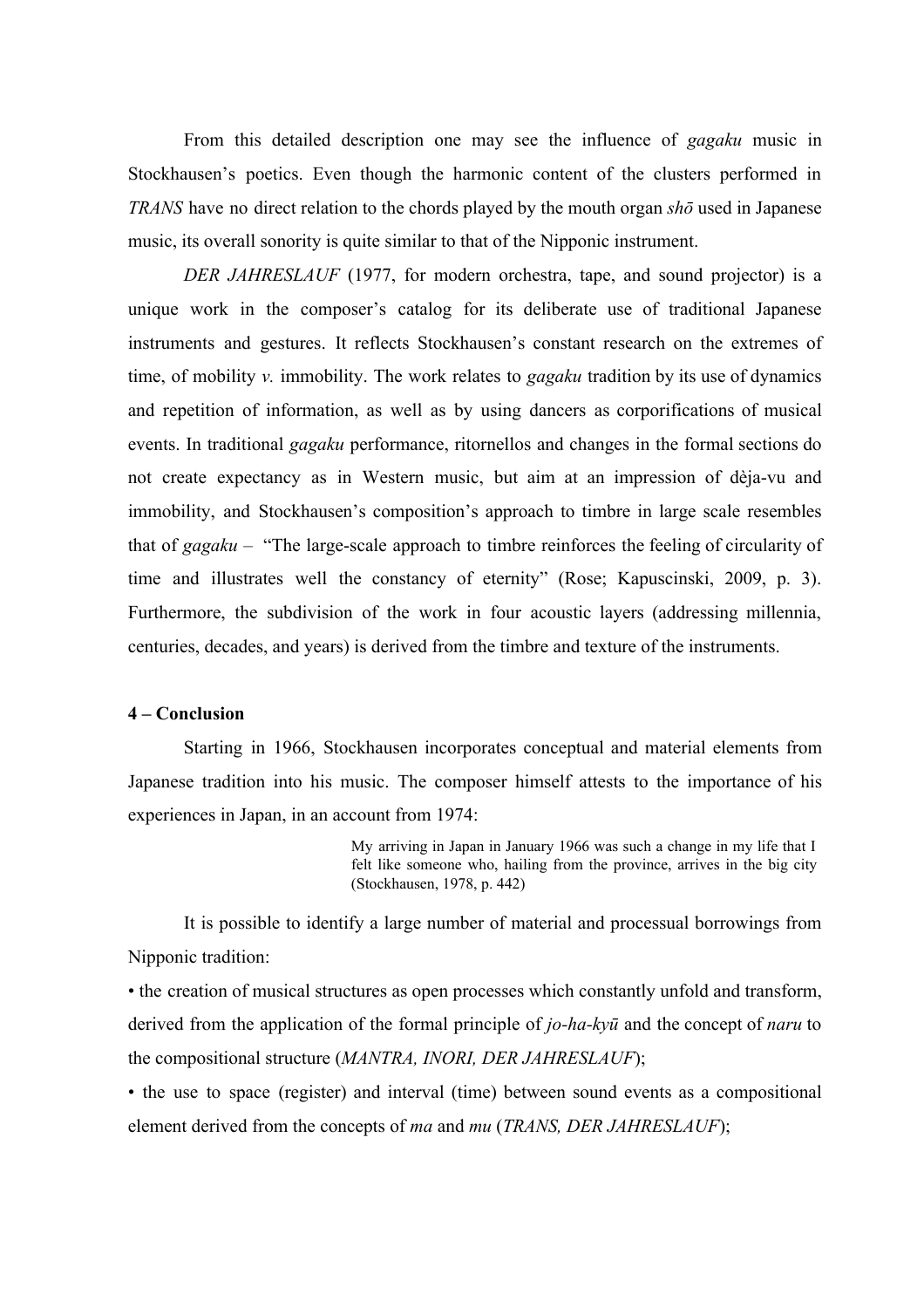From this detailed description one may see the influence of *gagaku* music in Stockhausen's poetics. Even though the harmonic content of the clusters performed in *TRANS* have no direct relation to the chords played by the mouth organ *shō* used in Japanese music, its overall sonority is quite similar to that of the Nipponic instrument.

*DER JAHRESLAUF* (1977, for modern orchestra, tape, and sound projector) is a unique work in the composer's catalog for its deliberate use of traditional Japanese instruments and gestures. It reflects Stockhausen's constant research on the extremes of time, of mobility *v.* immobility. The work relates to *gagaku* tradition by its use of dynamics and repetition of information, as well as by using dancers as corporifications of musical events. In traditional *gagaku* performance, ritornellos and changes in the formal sections do not create expectancy as in Western music, but aim at an impression of dèja-vu and immobility, and Stockhausen's composition's approach to timbre in large scale resembles that of *gagaku* – "The large-scale approach to timbre reinforces the feeling of circularity of time and illustrates well the constancy of eternity" (Rose; Kapuscinski, 2009, p. 3). Furthermore, the subdivision of the work in four acoustic layers (addressing millennia, centuries, decades, and years) is derived from the timbre and texture of the instruments.

## 4 – Conclusion

Starting in 1966, Stockhausen incorporates conceptual and material elements from Japanese tradition into his music. The composer himself attests to the importance of his experiences in Japan, in an account from 1974:

> My arriving in Japan in January 1966 was such a change in my life that I felt like someone who, hailing from the province, arrives in the big city (Stockhausen, 1978, p. 442)

It is possible to identify a large number of material and processual borrowings from Nipponic tradition:

• the creation of musical structures as open processes which constantly unfold and transform, derived from the application of the formal principle of *jo-ha-kyū* and the concept of *naru* to the compositional structure (*MANTRA, INORI, DER JAHRESLAUF*);

• the use to space (register) and interval (time) between sound events as a compositional element derived from the concepts of *ma* and *mu* (*TRANS, DER JAHRESLAUF*);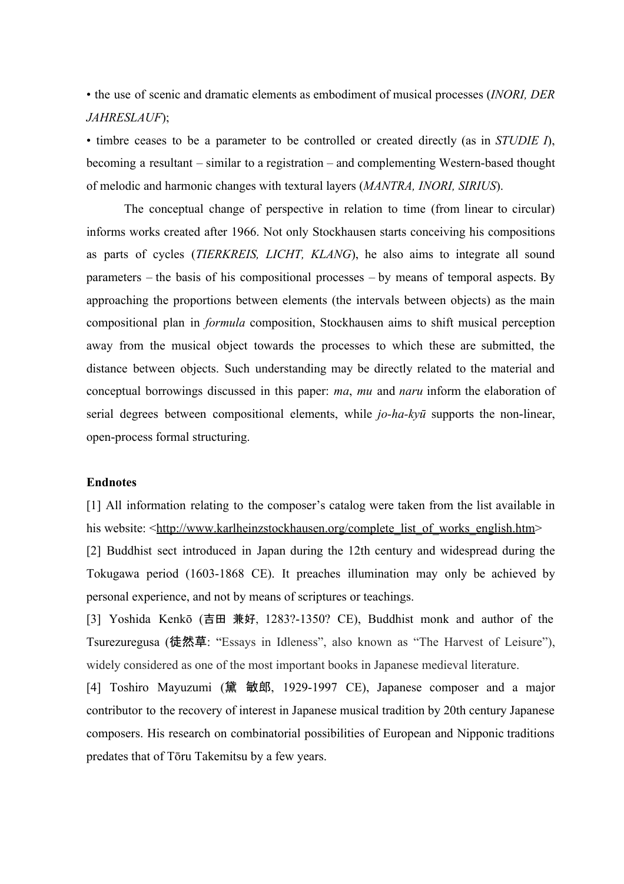• the use of scenic and dramatic elements as embodiment of musical processes (*INORI, DER JAHRESLAUF*);

• timbre ceases to be a parameter to be controlled or created directly (as in *STUDIE I*), becoming a resultant – similar to a registration – and complementing Western-based thought of melodic and harmonic changes with textural layers (*MANTRA, INORI, SIRIUS*).

The conceptual change of perspective in relation to time (from linear to circular) informs works created after 1966. Not only Stockhausen starts conceiving his compositions as parts of cycles (*TIERKREIS, LICHT, KLANG*), he also aims to integrate all sound parameters – the basis of his compositional processes – by means of temporal aspects. By approaching the proportions between elements (the intervals between objects) as the main compositional plan in *formula* composition, Stockhausen aims to shift musical perception away from the musical object towards the processes to which these are submitted, the distance between objects. Such understanding may be directly related to the material and conceptual borrowings discussed in this paper: *ma*, *mu* and *naru* inform the elaboration of serial degrees between compositional elements, while *jo-ha-kyū* supports the non-linear, open-process formal structuring.

**Endnotes**

[1] All information relating to the composer's catalog were taken from the list available in his website: <http://www.karlheinzstockhausen.org/complete_list_of_works_english.htm>

[2] Buddhist sect introduced in Japan during the 12th century and widespread during the Tokugawa period (1603-1868 CE). It preaches illumination may only be achieved by personal experience, and not by means of scriptures or teachings.

[3] Yoshida Kenkō (吉田 兼好, 1283?-1350? CE), Buddhist monk and author of the Tsurezuregusa (徒然草: "Essays in Idleness", also known as "The Harvest of Leisure"), widely considered as one of the most important books in Japanese medieval literature.

[4] Toshiro Mayuzumi (黛 敏郎, 1929-1997 CE), Japanese composer and a major contributor to the recovery of interest in Japanese musical tradition by 20th century Japanese composers. His research on combinatorial possibilities of European and Nipponic traditions predates that of Tōru Takemitsu by a few years.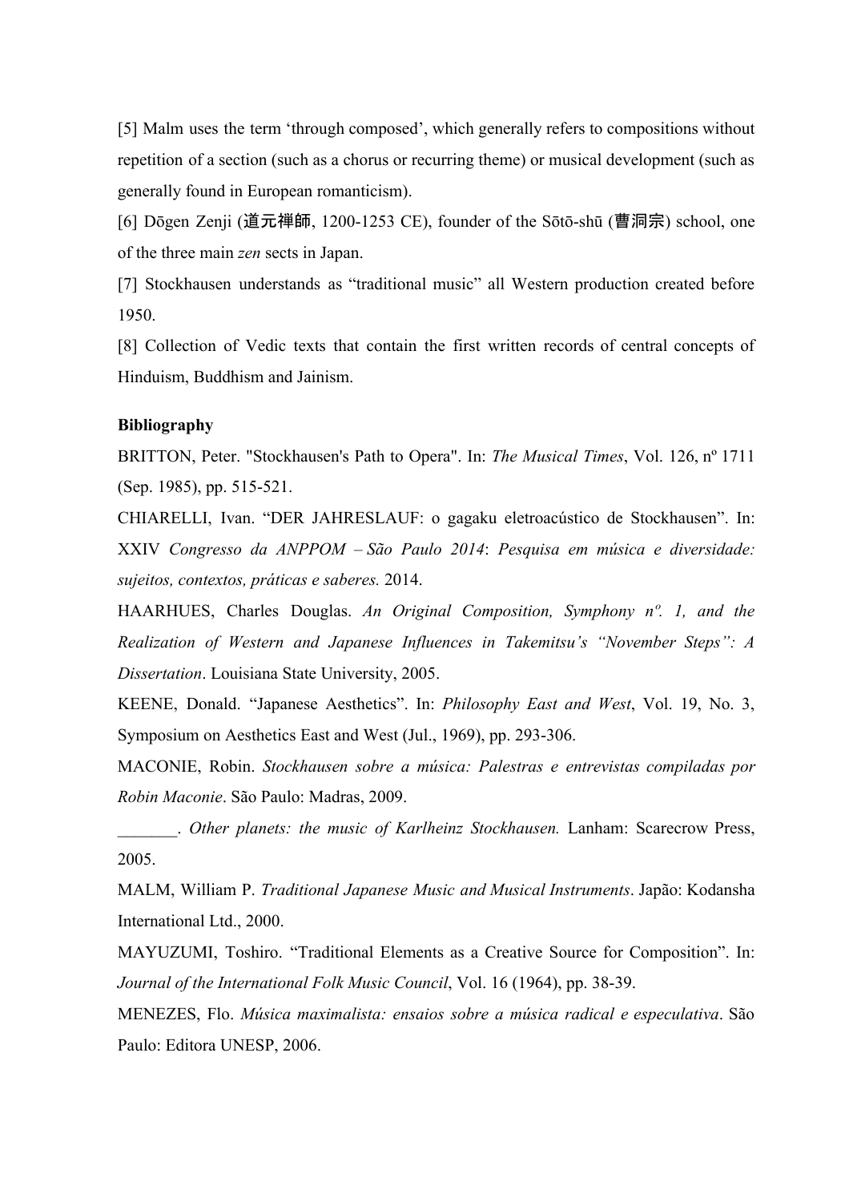[5] Malm uses the term 'through composed', which generally refers to compositions without repetition of a section (such as a chorus or recurring theme) or musical development (such as generally found in European romanticism).

[6] Dōgen Zenji (道元禅師, 1200-1253 CE), founder of the Sōtō-shū (曹洞宗) school, one of the three main *zen* sects in Japan.

[7] Stockhausen understands as "traditional music" all Western production created before 1950.

[8] Collection of Vedic texts that contain the first written records of central concepts of Hinduism, Buddhism and Jainism.

**Bibliography**

BRITTON, Peter. "Stockhausen's Path to Opera". In: *The Musical Times*, Vol. 126, nº 1711 (Sep. 1985), pp. 515-521.

CHIARELLI, Ivan. "DER JAHRESLAUF: o gagaku eletroacústico de Stockhausen". In: XXIV *Congresso da ANPPOM – São Paulo 2014*: *Pesquisa em música e diversidade: sujeitos, contextos, práticas e saberes.* 2014.

HAARHUES, Charles Douglas. *An Original Composition, Symphony nº. 1, and the Realization of Western and Japanese Influences in Takemitsu's "November Steps": A Dissertation*. Louisiana State University, 2005.

KEENE, Donald. "Japanese Aesthetics". In: *Philosophy East and West*, Vol. 19, No. 3, Symposium on Aesthetics East and West (Jul., 1969), pp. 293-306.

MACONIE, Robin. *Stockhausen sobre a música: Palestras e entrevistas compiladas por Robin Maconie*. São Paulo: Madras, 2009.

_______. *Other planets: the music of Karlheinz Stockhausen.* Lanham: Scarecrow Press, 2005.

MALM, William P. *Traditional Japanese Music and Musical Instruments*. Japão: Kodansha International Ltd., 2000.

MAYUZUMI, Toshiro. "Traditional Elements as a Creative Source for Composition". In: *Journal of the International Folk Music Council*, Vol. 16 (1964), pp. 38-39.

MENEZES, Flo. *Música maximalista: ensaios sobre a música radical e especulativa*. São Paulo: Editora UNESP, 2006.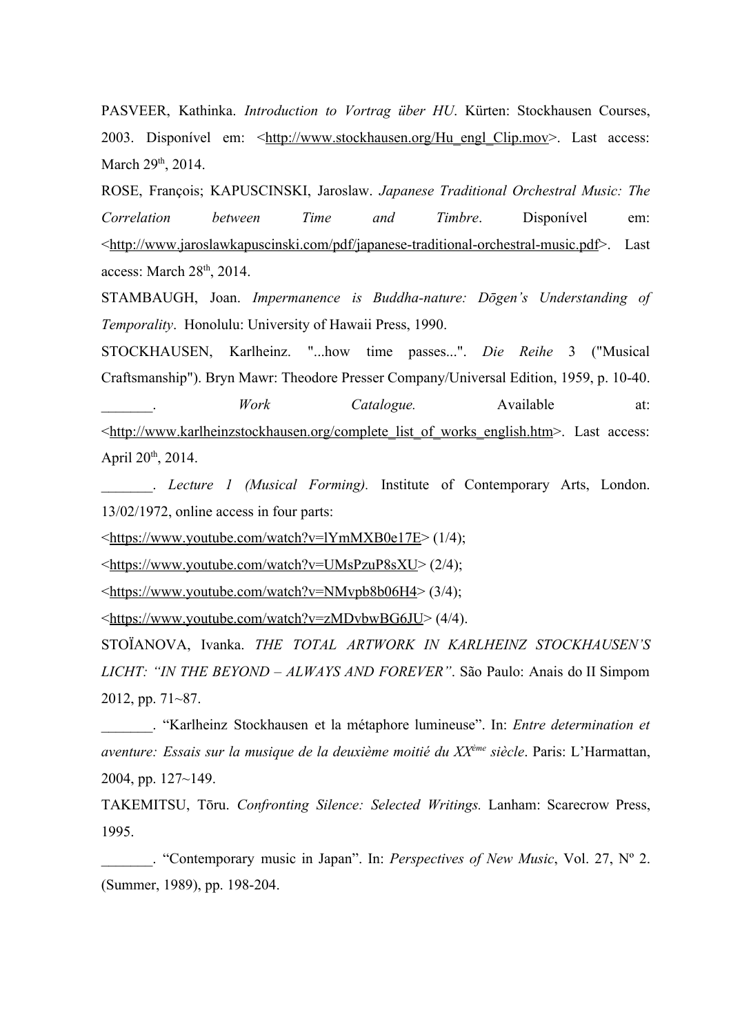PASVEER, Kathinka. *Introduction to Vortrag über HU*. Kürten: Stockhausen Courses, 2003. Disponível em: <http://www.stockhausen.org/Hu_engl_Clip.mov>. Last access: March 29th, 2014.

ROSE, François; KAPUSCINSKI, Jaroslaw. *Japanese Traditional Orchestral Music: The Correlation between Time and Timbre*. Disponível em: <http://www.jaroslawkapuscinski.com/pdf/japanese-traditional-orchestral-music.pdf>. Last access: March 28th, 2014.

STAMBAUGH, Joan. *Impermanence is Buddha-nature: Dōgen's Understanding of Temporality*. Honolulu: University of Hawaii Press, 1990.

STOCKHAUSEN, Karlheinz. "...how time passes...". *Die Reihe* 3 ("Musical Craftsmanship"). Bryn Mawr: Theodore Presser Company/Universal Edition, 1959, p. 10-40.

_______. *Work Catalogue.* Available at: <http://www.karlheinzstockhausen.org/complete_list_of_works_english.htm>. Last access: April 20th, 2014.

_______. *Lecture 1 (Musical Forming).* Institute of Contemporary Arts, London. 13/02/1972, online access in four parts:
<https://www.youtube.com/watch?v=lYmMXB0e17E> (1/4);
<https://www.youtube.com/watch?v=UMsPzuP8sXU> (2/4);
<https://www.youtube.com/watch?v=NMvpb8b06H4> (3/4);
<https://www.youtube.com/watch?v=zMDvbwBG6JU> (4/4).

STOÏANOVA, Ivanka. *THE TOTAL ARTWORK IN KARLHEINZ STOCKHAUSEN'S LICHT: "IN THE BEYOND – ALWAYS AND FOREVER"*. São Paulo: Anais do II Simpom 2012, pp. 71~87.

_______. "Karlheinz Stockhausen et la métaphore lumineuse". In: *Entre determination et aventure: Essais sur la musique de la deuxième moitié du XXème siècle*. Paris: L'Harmattan, 2004, pp. 127~149.

TAKEMITSU, Tōru. *Confronting Silence: Selected Writings.* Lanham: Scarecrow Press, 1995.

_______. "Contemporary music in Japan". In: *Perspectives of New Music*, Vol. 27, Nº 2. (Summer, 1989), pp. 198-204.